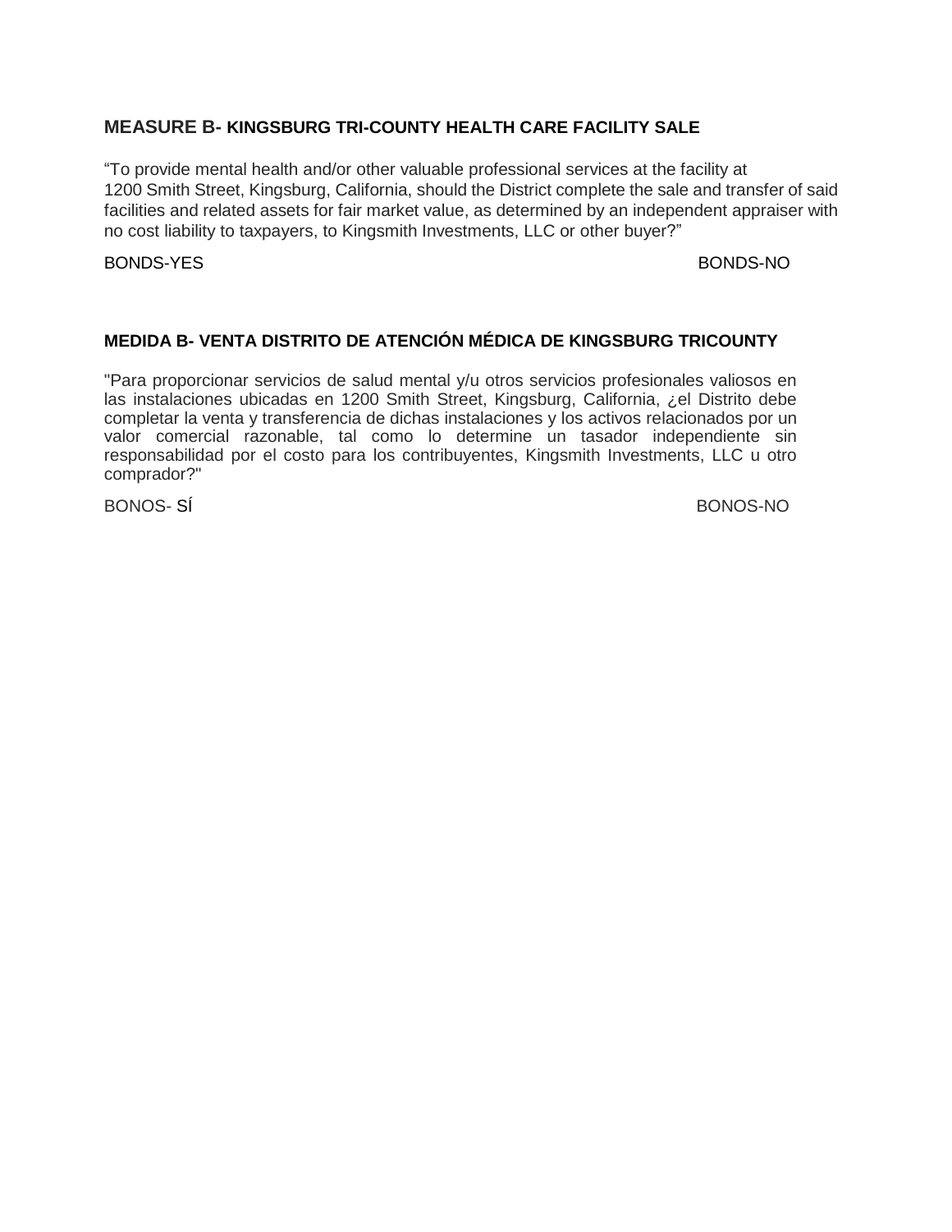## MEASURE B- KINGSBURG TRI-COUNTY HEALTH CARE FACILITY SALE

"To provide mental health and/or other valuable professional services at the facility at 1200 Smith Street, Kingsburg, California, should the District complete the sale and transfer of said facilities and related assets for fair market value, as determined by an independent appraiser with no cost liability to taxpayers, to Kingsmith Investments, LLC or other buyer?"

BONDS-YES BONDS-NO

## MEDIDA B- VENTA DISTRITO DE ATENCIÓN MÉDICA DE KINGSBURG TRICOUNTY

"Para proporcionar servicios de salud mental y/u otros servicios profesionales valiosos en las instalaciones ubicadas en 1200 Smith Street, Kingsburg, California, ¿el Distrito debe completar la venta y transferencia de dichas instalaciones y los activos relacionados por un valor comercial razonable, tal como lo determine un tasador independiente sin responsabilidad por el costo para los contribuyentes, Kingsmith Investments, LLC u otro comprador?"

BONOS- SÍ BONOS-NO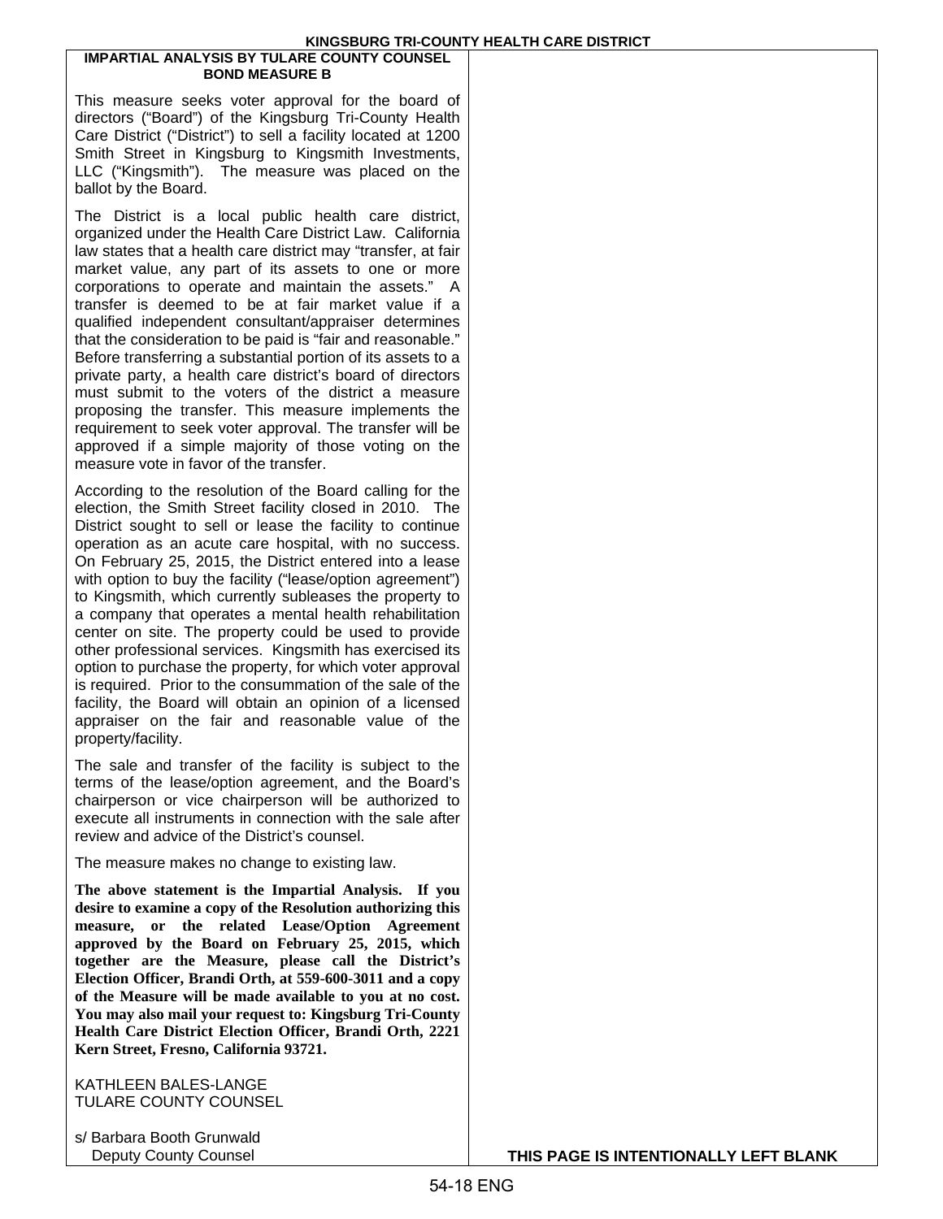# KINGSBURG TRI-COUNTY HEALTH CARE DISTRICT

## IMPARTIAL ANALYSIS BY TULARE COUNTY COUNSEL
## BOND MEASURE B

This measure seeks voter approval for the board of directors ("Board") of the Kingsburg Tri-County Health Care District ("District") to sell a facility located at 1200 Smith Street in Kingsburg to Kingsmith Investments, LLC ("Kingsmith"). The measure was placed on the ballot by the Board.

The District is a local public health care district, organized under the Health Care District Law. California law states that a health care district may "transfer, at fair market value, any part of its assets to one or more corporations to operate and maintain the assets." A transfer is deemed to be at fair market value if a qualified independent consultant/appraiser determines that the consideration to be paid is "fair and reasonable." Before transferring a substantial portion of its assets to a private party, a health care district's board of directors must submit to the voters of the district a measure proposing the transfer. This measure implements the requirement to seek voter approval. The transfer will be approved if a simple majority of those voting on the measure vote in favor of the transfer.

According to the resolution of the Board calling for the election, the Smith Street facility closed in 2010. The District sought to sell or lease the facility to continue operation as an acute care hospital, with no success. On February 25, 2015, the District entered into a lease with option to buy the facility ("lease/option agreement") to Kingsmith, which currently subleases the property to a company that operates a mental health rehabilitation center on site. The property could be used to provide other professional services. Kingsmith has exercised its option to purchase the property, for which voter approval is required. Prior to the consummation of the sale of the facility, the Board will obtain an opinion of a licensed appraiser on the fair and reasonable value of the property/facility.

The sale and transfer of the facility is subject to the terms of the lease/option agreement, and the Board's chairperson or vice chairperson will be authorized to execute all instruments in connection with the sale after review and advice of the District's counsel.

The measure makes no change to existing law.

**The above statement is the Impartial Analysis. If you desire to examine a copy of the Resolution authorizing this measure, or the related Lease/Option Agreement approved by the Board on February 25, 2015, which together are the Measure, please call the District's Election Officer, Brandi Orth, at 559-600-3011 and a copy of the Measure will be made available to you at no cost. You may also mail your request to: Kingsburg Tri-County Health Care District Election Officer, Brandi Orth, 2221 Kern Street, Fresno, California 93721.**

KATHLEEN BALES-LANGE
TULARE COUNTY COUNSEL

s/ Barbara Booth Grunwald
Deputy County Counsel

**THIS PAGE IS INTENTIONALLY LEFT BLANK**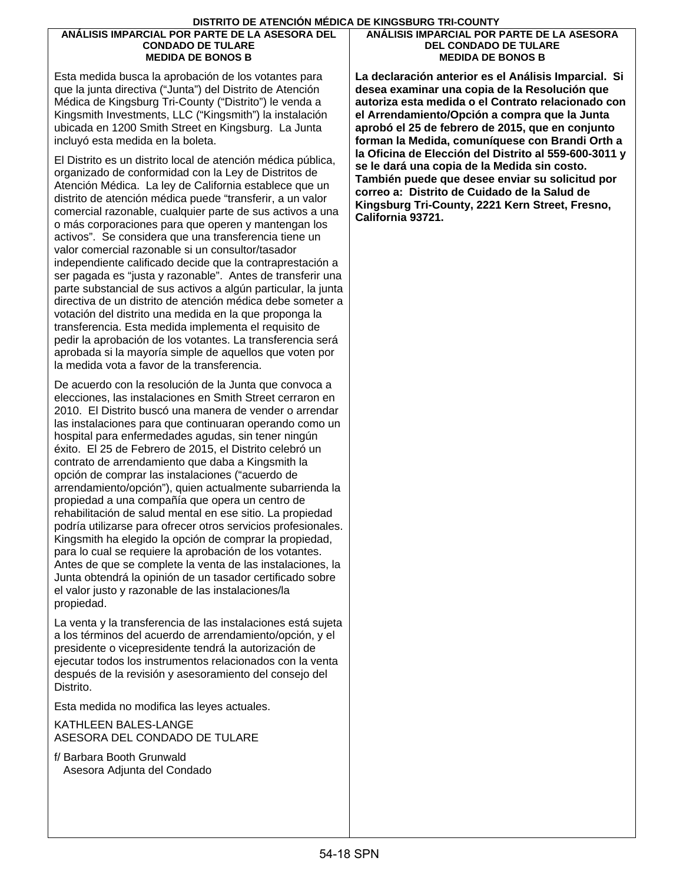# DISTRITO DE ATENCIÓN MÉDICA DE KINGSBURG TRI-COUNTY

## ANÁLISIS IMPARCIAL POR PARTE DE LA ASESORA DEL CONDADO DE TULARE
## MEDIDA DE BONOS B

Esta medida busca la aprobación de los votantes para que la junta directiva (“Junta”) del Distrito de Atención Médica de Kingsburg Tri-County (“Distrito”) le venda a Kingsmith Investments, LLC (“Kingsmith”) la instalación ubicada en 1200 Smith Street en Kingsburg. La Junta incluyó esta medida en la boleta.

El Distrito es un distrito local de atención médica pública, organizado de conformidad con la Ley de Distritos de Atención Médica. La ley de California establece que un distrito de atención médica puede “transferir, a un valor comercial razonable, cualquier parte de sus activos a una o más corporaciones para que operen y mantengan los activos”. Se considera que una transferencia tiene un valor comercial razonable si un consultor/tasador independiente calificado decide que la contraprestación a ser pagada es “justa y razonable”. Antes de transferir una parte substancial de sus activos a algún particular, la junta directiva de un distrito de atención médica debe someter a votación del distrito una medida en la que proponga la transferencia. Esta medida implementa el requisito de pedir la aprobación de los votantes. La transferencia será aprobada si la mayoría simple de aquellos que voten por la medida vota a favor de la transferencia.

De acuerdo con la resolución de la Junta que convoca a elecciones, las instalaciones en Smith Street cerraron en 2010. El Distrito buscó una manera de vender o arrendar las instalaciones para que continuaran operando como un hospital para enfermedades agudas, sin tener ningún éxito. El 25 de Febrero de 2015, el Distrito celebró un contrato de arrendamiento que daba a Kingsmith la opción de comprar las instalaciones (“acuerdo de arrendamiento/opción”), quien actualmente subarrienda la propiedad a una compañía que opera un centro de rehabilitación de salud mental en ese sitio. La propiedad podría utilizarse para ofrecer otros servicios profesionales. Kingsmith ha elegido la opción de comprar la propiedad, para lo cual se requiere la aprobación de los votantes. Antes de que se complete la venta de las instalaciones, la Junta obtendrá la opinión de un tasador certificado sobre el valor justo y razonable de las instalaciones/la propiedad.

La venta y la transferencia de las instalaciones está sujeta a los términos del acuerdo de arrendamiento/opción, y el presidente o vicepresidente tendrá la autorización de ejecutar todos los instrumentos relacionados con la venta después de la revisión y asesoramiento del consejo del Distrito.

Esta medida no modifica las leyes actuales.

KATHLEEN BALES-LANGE
ASESORA DEL CONDADO DE TULARE

f/ Barbara Booth Grunwald
Asesora Adjunta del Condado

## ANÁLISIS IMPARCIAL POR PARTE DE LA ASESORA DEL CONDADO DE TULARE
## MEDIDA DE BONOS B

**La declaración anterior es el Análisis Imparcial. Si desea examinar una copia de la Resolución que autoriza esta medida o el Contrato relacionado con el Arrendamiento/Opción a compra que la Junta aprobó el 25 de febrero de 2015, que en conjunto forman la Medida, comuníquese con Brandi Orth a la Oficina de Elección del Distrito al 559-600-3011 y se le dará una copia de la Medida sin costo. También puede que desee enviar su solicitud por correo a: Distrito de Cuidado de la Salud de Kingsburg Tri-County, 2221 Kern Street, Fresno, California 93721.**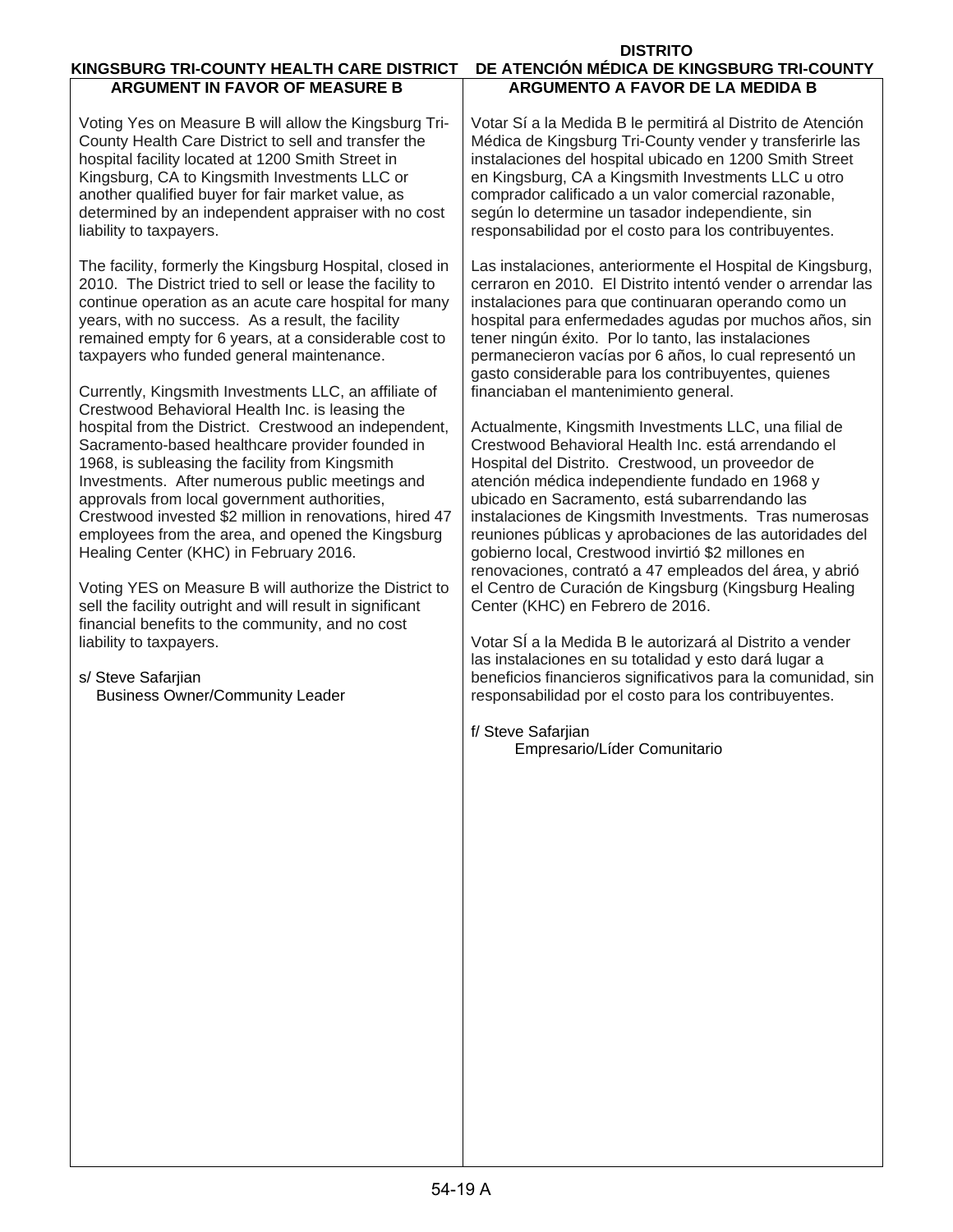## KINGSBURG TRI-COUNTY HEALTH CARE DISTRICT
### ARGUMENT IN FAVOR OF MEASURE B

Voting Yes on Measure B will allow the Kingsburg Tri-County Health Care District to sell and transfer the hospital facility located at 1200 Smith Street in Kingsburg, CA to Kingsmith Investments LLC or another qualified buyer for fair market value, as determined by an independent appraiser with no cost liability to taxpayers.

The facility, formerly the Kingsburg Hospital, closed in 2010. The District tried to sell or lease the facility to continue operation as an acute care hospital for many years, with no success. As a result, the facility remained empty for 6 years, at a considerable cost to taxpayers who funded general maintenance.

Currently, Kingsmith Investments LLC, an affiliate of Crestwood Behavioral Health Inc. is leasing the hospital from the District. Crestwood an independent, Sacramento-based healthcare provider founded in 1968, is subleasing the facility from Kingsmith Investments. After numerous public meetings and approvals from local government authorities, Crestwood invested $2 million in renovations, hired 47 employees from the area, and opened the Kingsburg Healing Center (KHC) in February 2016.

Voting YES on Measure B will authorize the District to sell the facility outright and will result in significant financial benefits to the community, and no cost liability to taxpayers.

s/ Steve Safarjian
Business Owner/Community Leader

## DISTRITO DE ATENCIÓN MÉDICA DE KINGSBURG TRI-COUNTY
### ARGUMENTO A FAVOR DE LA MEDIDA B

Votar Sí a la Medida B le permitirá al Distrito de Atención Médica de Kingsburg Tri-County vender y transferirle las instalaciones del hospital ubicado en 1200 Smith Street en Kingsburg, CA a Kingsmith Investments LLC u otro comprador calificado a un valor comercial razonable, según lo determine un tasador independiente, sin responsabilidad por el costo para los contribuyentes.

Las instalaciones, anteriormente el Hospital de Kingsburg, cerraron en 2010. El Distrito intentó vender o arrendar las instalaciones para que continuaran operando como un hospital para enfermedades agudas por muchos años, sin tener ningún éxito. Por lo tanto, las instalaciones permanecieron vacías por 6 años, lo cual representó un gasto considerable para los contribuyentes, quienes financiaban el mantenimiento general.

Actualmente, Kingsmith Investments LLC, una filial de Crestwood Behavioral Health Inc. está arrendando el Hospital del Distrito. Crestwood, un proveedor de atención médica independiente fundado en 1968 y ubicado en Sacramento, está subarrendando las instalaciones de Kingsmith Investments. Tras numerosas reuniones públicas y aprobaciones de las autoridades del gobierno local, Crestwood invirtió $2 millones en renovaciones, contrató a 47 empleados del área, y abrió el Centro de Curación de Kingsburg (Kingsburg Healing Center (KHC) en Febrero de 2016.

Votar SÍ a la Medida B le autorizará al Distrito a vender las instalaciones en su totalidad y esto dará lugar a beneficios financieros significativos para la comunidad, sin responsabilidad por el costo para los contribuyentes.

f/ Steve Safarjian
Empresario/Líder Comunitario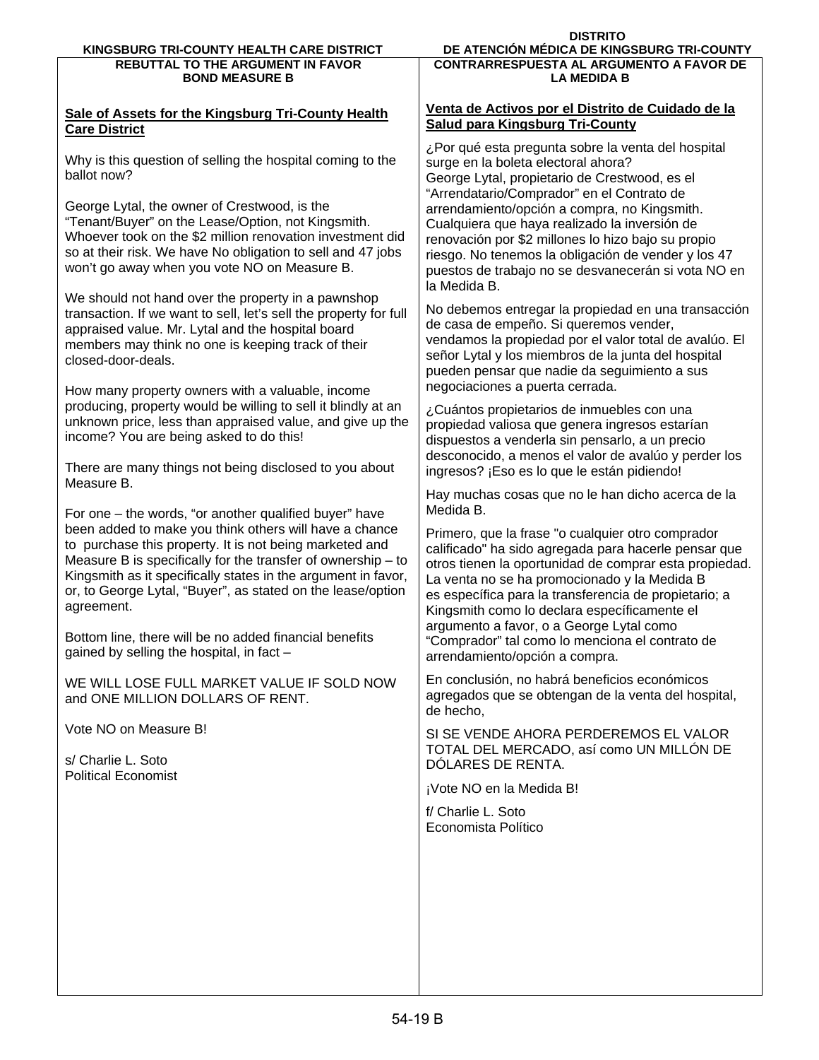## KINGSBURG TRI-COUNTY HEALTH CARE DISTRICT
### REBUTTAL TO THE ARGUMENT IN FAVOR BOND MEASURE B

**Sale of Assets for the Kingsburg Tri-County Health Care District**

Why is this question of selling the hospital coming to the ballot now?

George Lytal, the owner of Crestwood, is the "Tenant/Buyer" on the Lease/Option, not Kingsmith. Whoever took on the $2 million renovation investment did so at their risk. We have No obligation to sell and 47 jobs won't go away when you vote NO on Measure B.

We should not hand over the property in a pawnshop transaction. If we want to sell, let's sell the property for full appraised value. Mr. Lytal and the hospital board members may think no one is keeping track of their closed-door-deals.

How many property owners with a valuable, income producing, property would be willing to sell it blindly at an unknown price, less than appraised value, and give up the income? You are being asked to do this!

There are many things not being disclosed to you about Measure B.

For one – the words, "or another qualified buyer" have been added to make you think others will have a chance to purchase this property. It is not being marketed and Measure B is specifically for the transfer of ownership – to Kingsmith as it specifically states in the argument in favor, or, to George Lytal, "Buyer", as stated on the lease/option agreement.

Bottom line, there will be no added financial benefits gained by selling the hospital, in fact –

WE WILL LOSE FULL MARKET VALUE IF SOLD NOW and ONE MILLION DOLLARS OF RENT.

Vote NO on Measure B!

s/ Charlie L. Soto
Political Economist

## DISTRITO DE ATENCIÓN MÉDICA DE KINGSBURG TRI-COUNTY
### CONTRARRESPUESTA AL ARGUMENTO A FAVOR DE LA MEDIDA B

**Venta de Activos por el Distrito de Cuidado de la Salud para Kingsburg Tri-County**

¿Por qué esta pregunta sobre la venta del hospital surge en la boleta electoral ahora?
George Lytal, propietario de Crestwood, es el "Arrendatario/Comprador" en el Contrato de arrendamiento/opción a compra, no Kingsmith. Cualquiera que haya realizado la inversión de renovación por $2 millones lo hizo bajo su propio riesgo. No tenemos la obligación de vender y los 47 puestos de trabajo no se desvanecerán si vota NO en la Medida B.

No debemos entregar la propiedad en una transacción de casa de empeño. Si queremos vender, vendamos la propiedad por el valor total de avalúo. El señor Lytal y los miembros de la junta del hospital pueden pensar que nadie da seguimiento a sus negociaciones a puerta cerrada.

¿Cuántos propietarios de inmuebles con una propiedad valiosa que genera ingresos estarían dispuestos a venderla sin pensarlo, a un precio desconocido, a menos el valor de avalúo y perder los ingresos? ¡Eso es lo que le están pidiendo!

Hay muchas cosas que no le han dicho acerca de la Medida B.

Primero, que la frase "o cualquier otro comprador calificado" ha sido agregada para hacerle pensar que otros tienen la oportunidad de comprar esta propiedad. La venta no se ha promocionado y la Medida B es específica para la transferencia de propietario; a Kingsmith como lo declara específicamente el argumento a favor, o a George Lytal como "Comprador" tal como lo menciona el contrato de arrendamiento/opción a compra.

En conclusión, no habrá beneficios económicos agregados que se obtengan de la venta del hospital, de hecho,

SI SE VENDE AHORA PERDEREMOS EL VALOR TOTAL DEL MERCADO, así como UN MILLÓN DE DÓLARES DE RENTA.

¡Vote NO en la Medida B!

f/ Charlie L. Soto
Economista Político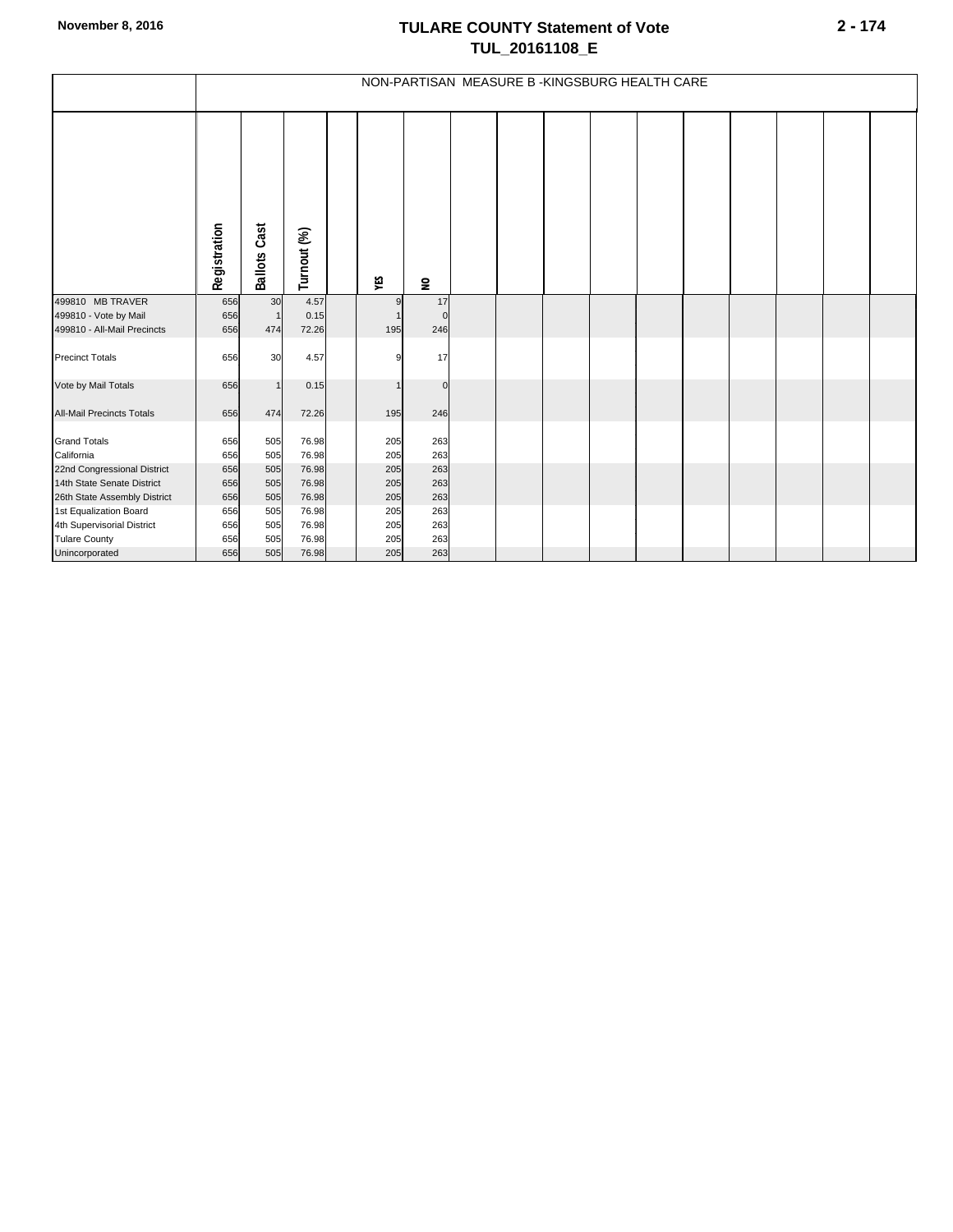# TULARE COUNTY Statement of Vote
## TUL_20161108_E

November 8, 2016

| | NON-PARTISAN MEASURE B -KINGSBURG HEALTH CARE | | | | |
|---|---|---|---|---|---|
| | Registration | Ballots Cast | Turnout (%) | YES | NO |
| 499810 MB TRAVER | 656 | 30 | 4.57 | 9 | 17 |
| 499810 - Vote by Mail | 656 | 1 | 0.15 | 1 | 0 |
| 499810 - All-Mail Precincts | 656 | 474 | 72.26 | 195 | 246 |
| Precinct Totals | 656 | 30 | 4.57 | 9 | 17 |
| Vote by Mail Totals | 656 | 1 | 0.15 | 1 | 0 |
| All-Mail Precincts Totals | 656 | 474 | 72.26 | 195 | 246 |
| Grand Totals | 656 | 505 | 76.98 | 205 | 263 |
| California | 656 | 505 | 76.98 | 205 | 263 |
| 22nd Congressional District | 656 | 505 | 76.98 | 205 | 263 |
| 14th State Senate District | 656 | 505 | 76.98 | 205 | 263 |
| 26th State Assembly District | 656 | 505 | 76.98 | 205 | 263 |
| 1st Equalization Board | 656 | 505 | 76.98 | 205 | 263 |
| 4th Supervisorial District | 656 | 505 | 76.98 | 205 | 263 |
| Tulare County | 656 | 505 | 76.98 | 205 | 263 |
| Unincorporated | 656 | 505 | 76.98 | 205 | 263 |